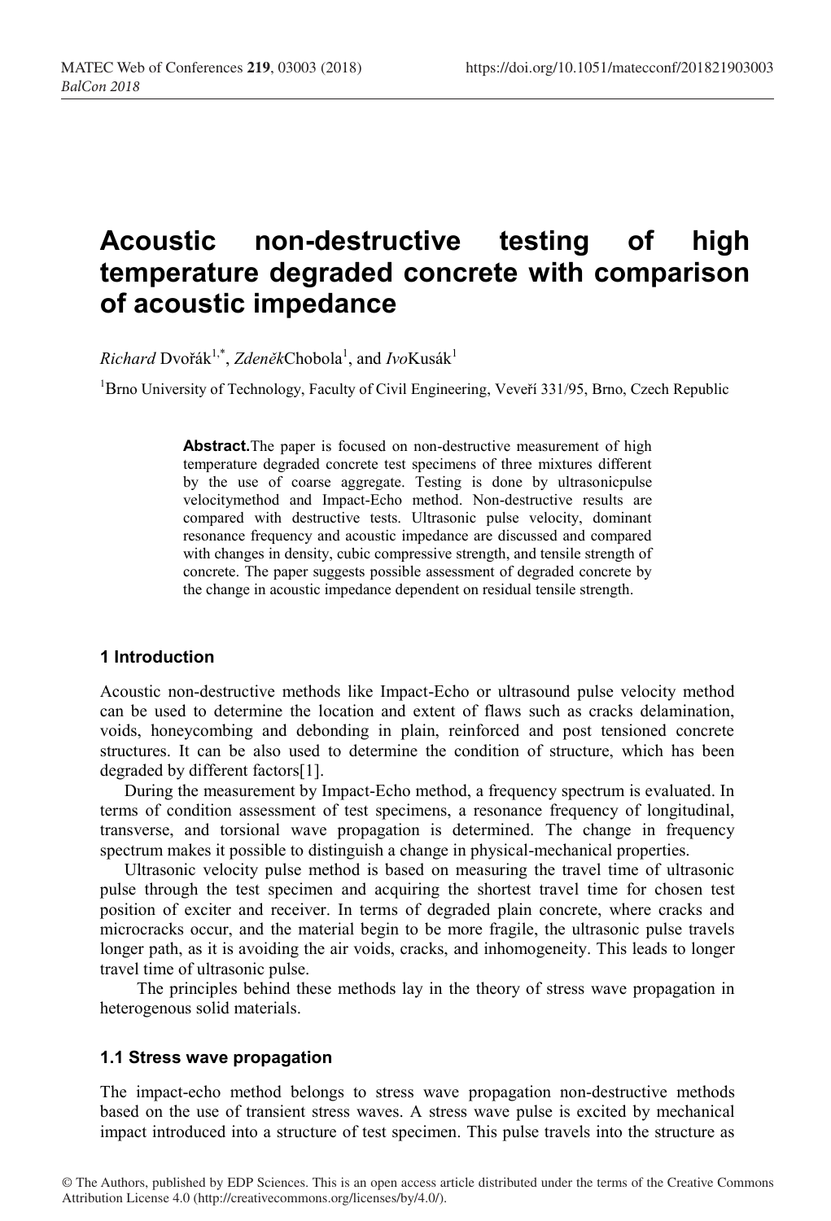# Acoustic non-destructive testing of high temperature degraded concrete with comparison of acoustic impedance

*Richard* Dvořák[1,*], *Zdeněk*Chobola[1], and *Ivo*Kusák[1]

[1]Brno University of Technology, Faculty of Civil Engineering, Veveří 331/95, Brno, Czech Republic

**Abstract.**The paper is focused on non-destructive measurement of high temperature degraded concrete test specimens of three mixtures different by the use of coarse aggregate. Testing is done by ultrasonicpulse velocitymethod and Impact-Echo method. Non-destructive results are compared with destructive tests. Ultrasonic pulse velocity, dominant resonance frequency and acoustic impedance are discussed and compared with changes in density, cubic compressive strength, and tensile strength of concrete. The paper suggests possible assessment of degraded concrete by the change in acoustic impedance dependent on residual tensile strength.

## 1 Introduction

Acoustic non-destructive methods like Impact-Echo or ultrasound pulse velocity method can be used to determine the location and extent of flaws such as cracks delamination, voids, honeycombing and debonding in plain, reinforced and post tensioned concrete structures. It can be also used to determine the condition of structure, which has been degraded by different factors[1].

During the measurement by Impact-Echo method, a frequency spectrum is evaluated. In terms of condition assessment of test specimens, a resonance frequency of longitudinal, transverse, and torsional wave propagation is determined. The change in frequency spectrum makes it possible to distinguish a change in physical-mechanical properties.

Ultrasonic velocity pulse method is based on measuring the travel time of ultrasonic pulse through the test specimen and acquiring the shortest travel time for chosen test position of exciter and receiver. In terms of degraded plain concrete, where cracks and microcracks occur, and the material begin to be more fragile, the ultrasonic pulse travels longer path, as it is avoiding the air voids, cracks, and inhomogeneity. This leads to longer travel time of ultrasonic pulse.

The principles behind these methods lay in the theory of stress wave propagation in heterogenous solid materials.

### 1.1 Stress wave propagation

The impact-echo method belongs to stress wave propagation non-destructive methods based on the use of transient stress waves. A stress wave pulse is excited by mechanical impact introduced into a structure of test specimen. This pulse travels into the structure as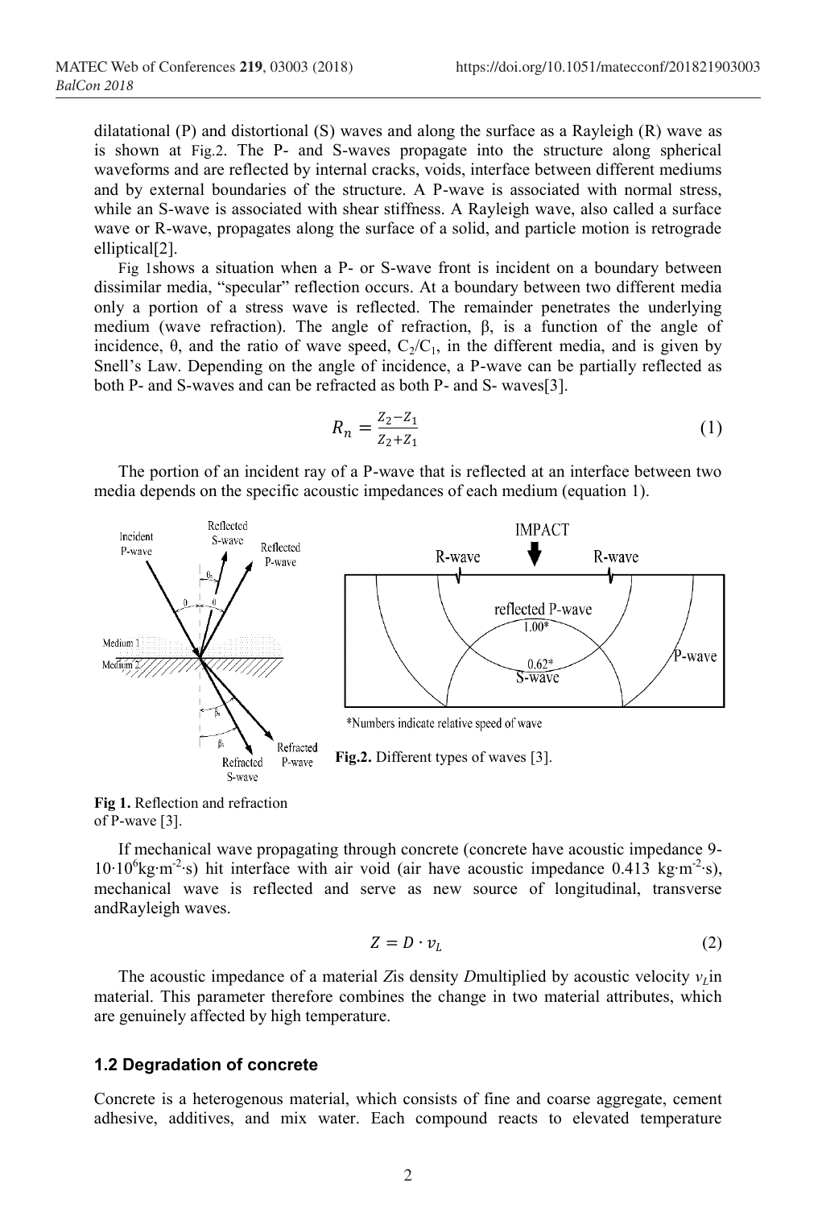dilatational (P) and distortional (S) waves and along the surface as a Rayleigh (R) wave as is shown at Fig.2. The P- and S-waves propagate into the structure along spherical waveforms and are reflected by internal cracks, voids, interface between different mediums and by external boundaries of the structure. A P-wave is associated with normal stress, while an S-wave is associated with shear stiffness. A Rayleigh wave, also called a surface wave or R-wave, propagates along the surface of a solid, and particle motion is retrograde elliptical[2].

Fig 1shows a situation when a P- or S-wave front is incident on a boundary between dissimilar media, "specular" reflection occurs. At a boundary between two different media only a portion of a stress wave is reflected. The remainder penetrates the underlying medium (wave refraction). The angle of refraction, β, is a function of the angle of incidence, θ, and the ratio of wave speed, $C_2/C_1$, in the different media, and is given by Snell's Law. Depending on the angle of incidence, a P-wave can be partially reflected as both P- and S-waves and can be refracted as both P- and S- waves[3].

$$R_n = \frac{Z_2 - Z_1}{Z_2 + Z_1} \tag{1}$$

The portion of an incident ray of a P-wave that is reflected at an interface between two media depends on the specific acoustic impedances of each medium (equation 1).

**Fig 1.** Reflection and refraction of P-wave [3].

**Fig.2.** Different types of waves [3].

If mechanical wave propagating through concrete (concrete have acoustic impedance 9-$10 \cdot 10^6$ kg·m$^{-2}$·s) hit interface with air void (air have acoustic impedance 0.413 kg·m$^{-2}$·s), mechanical wave is reflected and serve as new source of longitudinal, transverse andRayleigh waves.

$$Z = D \cdot v_L \tag{2}$$

The acoustic impedance of a material $Z$is density $D$multiplied by acoustic velocity $v_L$in material. This parameter therefore combines the change in two material attributes, which are genuinely affected by high temperature.

### 1.2 Degradation of concrete

Concrete is a heterogenous material, which consists of fine and coarse aggregate, cement adhesive, additives, and mix water. Each compound reacts to elevated temperature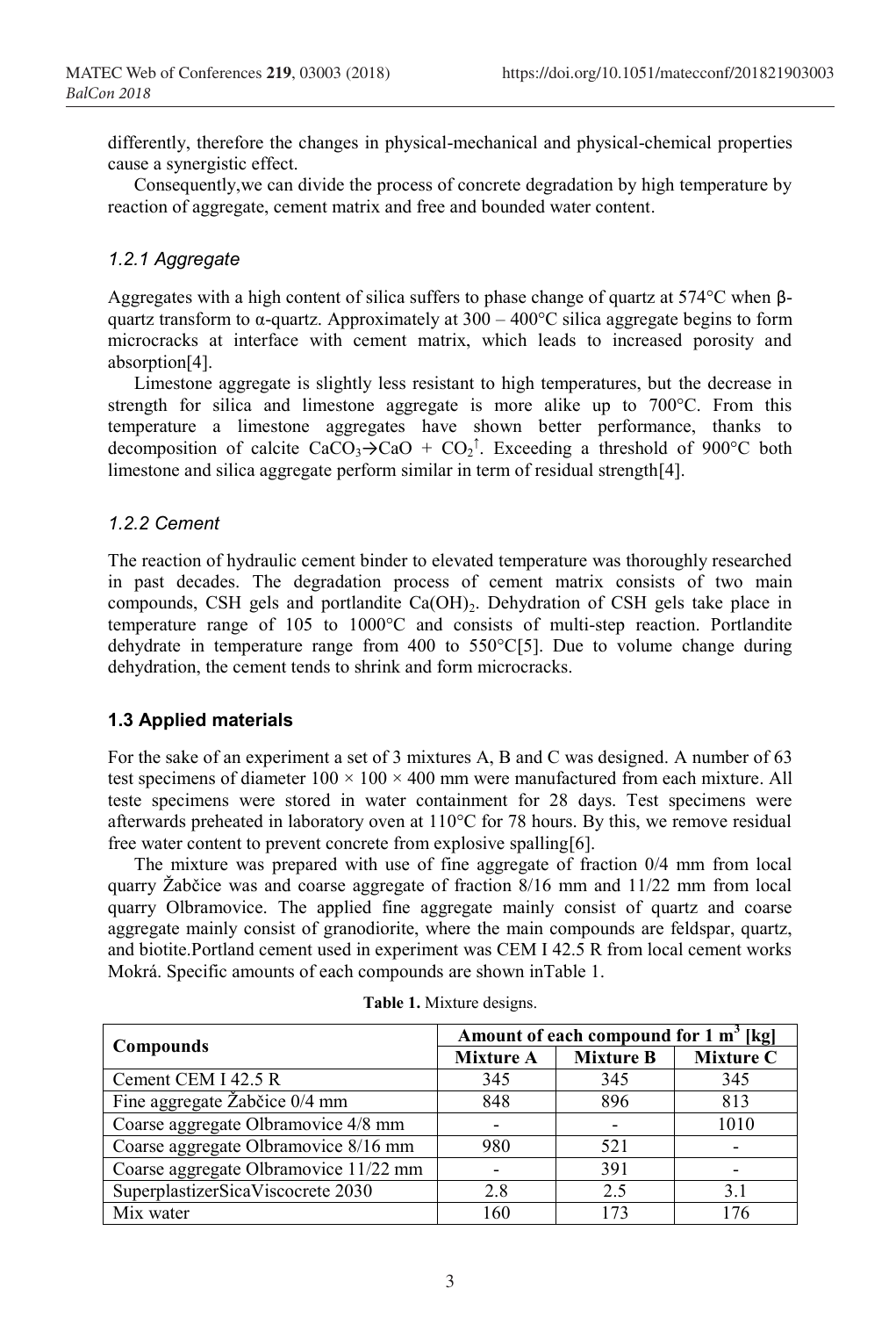differently, therefore the changes in physical-mechanical and physical-chemical properties cause a synergistic effect.

Consequently,we can divide the process of concrete degradation by high temperature by reaction of aggregate, cement matrix and free and bounded water content.

### *1.2.1 Aggregate*

Aggregates with a high content of silica suffers to phase change of quartz at 574°C when β-quartz transform to α-quartz. Approximately at 300 – 400°C silica aggregate begins to form microcracks at interface with cement matrix, which leads to increased porosity and absorption[4].

Limestone aggregate is slightly less resistant to high temperatures, but the decrease in strength for silica and limestone aggregate is more alike up to 700°C. From this temperature a limestone aggregates have shown better performance, thanks to decomposition of calcite $CaCO_3 \rightarrow CaO + CO_2\uparrow$. Exceeding a threshold of 900°C both limestone and silica aggregate perform similar in term of residual strength[4].

### *1.2.2 Cement*

The reaction of hydraulic cement binder to elevated temperature was thoroughly researched in past decades. The degradation process of cement matrix consists of two main compounds, CSH gels and portlandite $Ca(OH)_2$. Dehydration of CSH gels take place in temperature range of 105 to 1000°C and consists of multi-step reaction. Portlandite dehydrate in temperature range from 400 to 550°C[5]. Due to volume change during dehydration, the cement tends to shrink and form microcracks.

## **1.3 Applied materials**

For the sake of an experiment a set of 3 mixtures A, B and C was designed. A number of 63 test specimens of diameter 100 × 100 × 400 mm were manufactured from each mixture. All teste specimens were stored in water containment for 28 days. Test specimens were afterwards preheated in laboratory oven at 110°C for 78 hours. By this, we remove residual free water content to prevent concrete from explosive spalling[6].

The mixture was prepared with use of fine aggregate of fraction 0/4 mm from local quarry Žabčice was and coarse aggregate of fraction 8/16 mm and 11/22 mm from local quarry Olbramovice. The applied fine aggregate mainly consist of quartz and coarse aggregate mainly consist of granodiorite, where the main compounds are feldspar, quartz, and biotite.Portland cement used in experiment was CEM I 42.5 R from local cement works Mokrá. Specific amounts of each compounds are shown inTable 1.

**Table 1.** Mixture designs.

| Compounds | Amount of each compound for 1 m$^3$ [kg] | | |
|---|---|---|---|
| | **Mixture A** | **Mixture B** | **Mixture C** |
| Cement CEM I 42.5 R | 345 | 345 | 345 |
| Fine aggregate Žabčice 0/4 mm | 848 | 896 | 813 |
| Coarse aggregate Olbramovice 4/8 mm | - | - | 1010 |
| Coarse aggregate Olbramovice 8/16 mm | 980 | 521 | - |
| Coarse aggregate Olbramovice 11/22 mm | - | 391 | - |
| SuperplastizerSicaViscocrete 2030 | 2.8 | 2.5 | 3.1 |
| Mix water | 160 | 173 | 176 |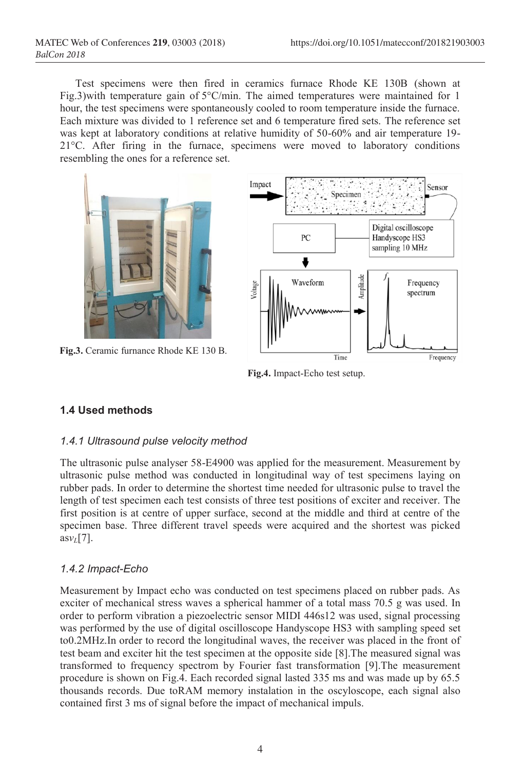Test specimens were then fired in ceramics furnace Rhode KE 130B (shown at Fig.3)with temperature gain of 5°C/min. The aimed temperatures were maintained for 1 hour, the test specimens were spontaneously cooled to room temperature inside the furnace. Each mixture was divided to 1 reference set and 6 temperature fired sets. The reference set was kept at laboratory conditions at relative humidity of 50-60% and air temperature 19-21°C. After firing in the furnace, specimens were moved to laboratory conditions resembling the ones for a reference set.

**Fig.3.** Ceramic furnance Rhode KE 130 B.

**Fig.4.** Impact-Echo test setup.

### 1.4 Used methods

#### *1.4.1 Ultrasound pulse velocity method*

The ultrasonic pulse analyser 58-E4900 was applied for the measurement. Measurement by ultrasonic pulse method was conducted in longitudinal way of test specimens laying on rubber pads. In order to determine the shortest time needed for ultrasonic pulse to travel the length of test specimen each test consists of three test positions of exciter and receiver. The first position is at centre of upper surface, second at the middle and third at centre of the specimen base. Three different travel speeds were acquired and the shortest was picked as$v_L$[7].

#### *1.4.2 Impact-Echo*

Measurement by Impact echo was conducted on test specimens placed on rubber pads. As exciter of mechanical stress waves a spherical hammer of a total mass 70.5 g was used. In order to perform vibration a piezoelectric sensor MIDI 446s12 was used, signal processing was performed by the use of digital oscilloscope Handyscope HS3 with sampling speed set to0.2MHz.In order to record the longitudinal waves, the receiver was placed in the front of test beam and exciter hit the test specimen at the opposite side [8].The measured signal was transformed to frequency spectrom by Fourier fast transformation [9].The measurement procedure is shown on Fig.4. Each recorded signal lasted 335 ms and was made up by 65.5 thousands records. Due toRAM memory instalation in the oscyloscope, each signal also contained first 3 ms of signal before the impact of mechanical impuls.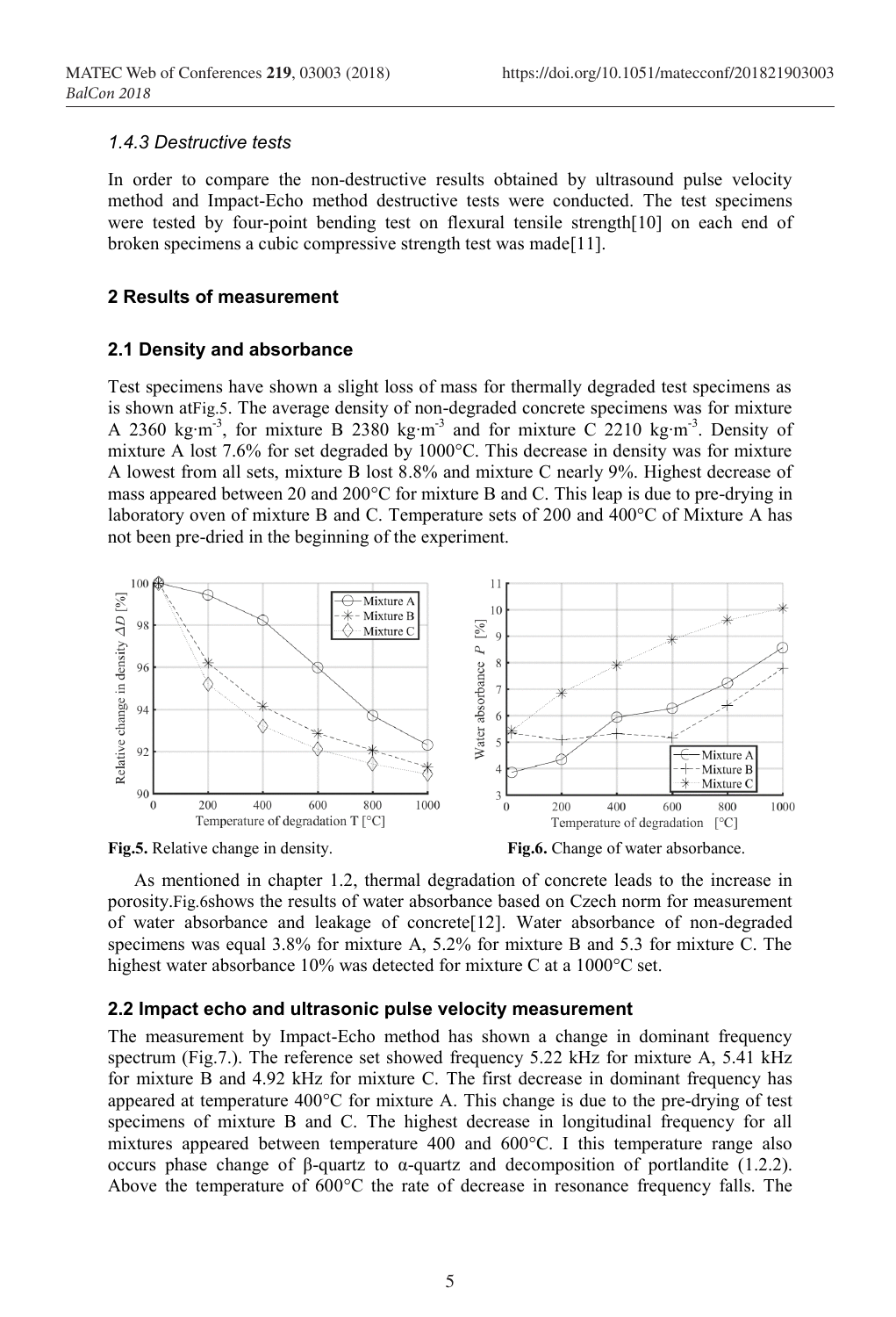### *1.4.3 Destructive tests*

In order to compare the non-destructive results obtained by ultrasound pulse velocity method and Impact-Echo method destructive tests were conducted. The test specimens were tested by four-point bending test on flexural tensile strength[10] on each end of broken specimens a cubic compressive strength test was made[11].

## 2 Results of measurement

### 2.1 Density and absorbance

Test specimens have shown a slight loss of mass for thermally degraded test specimens as is shown atFig.5. The average density of non-degraded concrete specimens was for mixture A 2360 kg·m$^{-3}$, for mixture B 2380 kg·m$^{-3}$ and for mixture C 2210 kg·m$^{-3}$. Density of mixture A lost 7.6% for set degraded by 1000°C. This decrease in density was for mixture A lowest from all sets, mixture B lost 8.8% and mixture C nearly 9%. Highest decrease of mass appeared between 20 and 200°C for mixture B and C. This leap is due to pre-drying in laboratory oven of mixture B and C. Temperature sets of 200 and 400°C of Mixture A has not been pre-dried in the beginning of the experiment.

**Fig.5.** Relative change in density.

**Fig.6.** Change of water absorbance.

As mentioned in chapter 1.2, thermal degradation of concrete leads to the increase in porosity.Fig.6shows the results of water absorbance based on Czech norm for measurement of water absorbance and leakage of concrete[12]. Water absorbance of non-degraded specimens was equal 3.8% for mixture A, 5.2% for mixture B and 5.3 for mixture C. The highest water absorbance 10% was detected for mixture C at a 1000°C set.

### 2.2 Impact echo and ultrasonic pulse velocity measurement

The measurement by Impact-Echo method has shown a change in dominant frequency spectrum (Fig.7.). The reference set showed frequency 5.22 kHz for mixture A, 5.41 kHz for mixture B and 4.92 kHz for mixture C. The first decrease in dominant frequency has appeared at temperature 400°C for mixture A. This change is due to the pre-drying of test specimens of mixture B and C. The highest decrease in longitudinal frequency for all mixtures appeared between temperature 400 and 600°C. I this temperature range also occurs phase change of β-quartz to α-quartz and decomposition of portlandite (1.2.2). Above the temperature of 600°C the rate of decrease in resonance frequency falls. The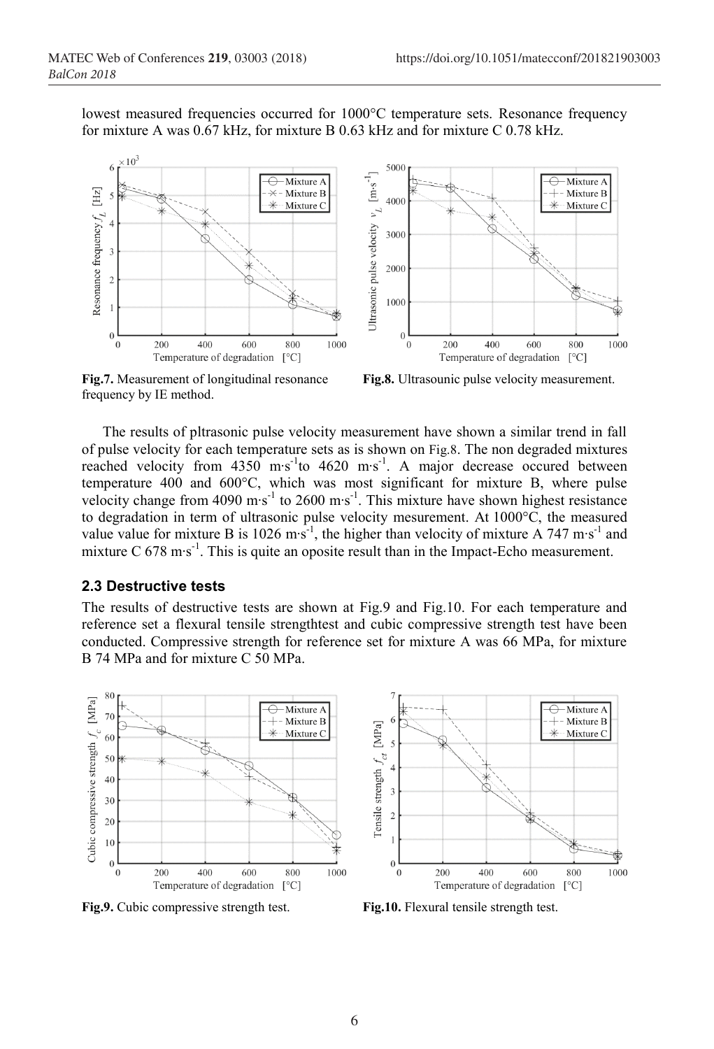lowest measured frequencies occurred for 1000°C temperature sets. Resonance frequency for mixture A was 0.67 kHz, for mixture B 0.63 kHz and for mixture C 0.78 kHz.

**Fig.7.** Measurement of longitudinal resonance frequency by IE method.

**Fig.8.** Ultrasounic pulse velocity measurement.

The results of pltrasonic pulse velocity measurement have shown a similar trend in fall of pulse velocity for each temperature sets as is shown on Fig.8. The non degraded mixtures reached velocity from 4350 $m \cdot s^{-1}$to 4620 $m \cdot s^{-1}$. A major decrease occured between temperature 400 and 600°C, which was most significant for mixture B, where pulse velocity change from 4090 $m \cdot s^{-1}$ to 2600 $m \cdot s^{-1}$. This mixture have shown highest resistance to degradation in term of ultrasonic pulse velocity mesurement. At 1000°C, the measured value value for mixture B is 1026 $m \cdot s^{-1}$, the higher than velocity of mixture A 747 $m \cdot s^{-1}$ and mixture C 678 $m \cdot s^{-1}$. This is quite an oposite result than in the Impact-Echo measurement.

### 2.3 Destructive tests

The results of destructive tests are shown at Fig.9 and Fig.10. For each temperature and reference set a flexural tensile strengthtest and cubic compressive strength test have been conducted. Compressive strength for reference set for mixture A was 66 MPa, for mixture B 74 MPa and for mixture C 50 MPa.

**Fig.9.** Cubic compressive strength test.

**Fig.10.** Flexural tensile strength test.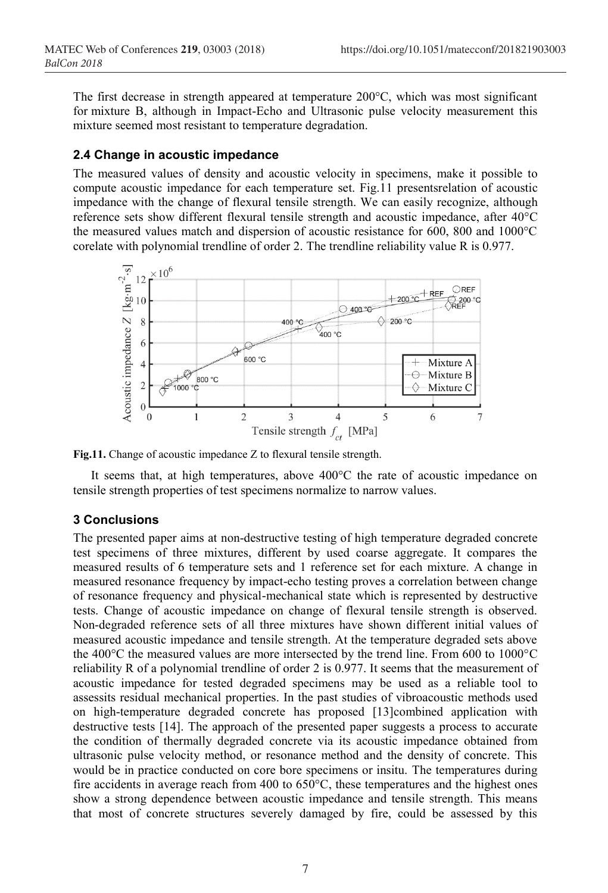The first decrease in strength appeared at temperature 200°C, which was most significant for mixture B, although in Impact-Echo and Ultrasonic pulse velocity measurement this mixture seemed most resistant to temperature degradation.

### 2.4 Change in acoustic impedance

The measured values of density and acoustic velocity in specimens, make it possible to compute acoustic impedance for each temperature set. Fig.11 presentsrelation of acoustic impedance with the change of flexural tensile strength. We can easily recognize, although reference sets show different flexural tensile strength and acoustic impedance, after 40°C the measured values match and dispersion of acoustic resistance for 600, 800 and 1000°C corelate with polynomial trendline of order 2. The trendline reliability value R is 0.977.

**Fig.11.** Change of acoustic impedance Z to flexural tensile strength.

It seems that, at high temperatures, above 400°C the rate of acoustic impedance on tensile strength properties of test specimens normalize to narrow values.

## 3 Conclusions

The presented paper aims at non-destructive testing of high temperature degraded concrete test specimens of three mixtures, different by used coarse aggregate. It compares the measured results of 6 temperature sets and 1 reference set for each mixture. A change in measured resonance frequency by impact-echo testing proves a correlation between change of resonance frequency and physical-mechanical state which is represented by destructive tests. Change of acoustic impedance on change of flexural tensile strength is observed. Non-degraded reference sets of all three mixtures have shown different initial values of measured acoustic impedance and tensile strength. At the temperature degraded sets above the 40°C the measured values are more intersected by the trend line. From 600 to 1000°C reliability R of a polynomial trendline of order 2 is 0.977. It seems that the measurement of acoustic impedance for tested degraded specimens may be used as a reliable tool to assessits residual mechanical properties. In the past studies of vibroacoustic methods used on high-temperature degraded concrete has proposed [13]combined application with destructive tests [14]. The approach of the presented paper suggests a process to accurate the condition of thermally degraded concrete via its acoustic impedance obtained from ultrasonic pulse velocity method, or resonance method and the density of concrete. This would be in practice conducted on core bore specimens or insitu. The temperatures during fire accidents in average reach from 400 to 650°C, these temperatures and the highest ones show a strong dependence between acoustic impedance and tensile strength. This means that most of concrete structures severely damaged by fire, could be assessed by this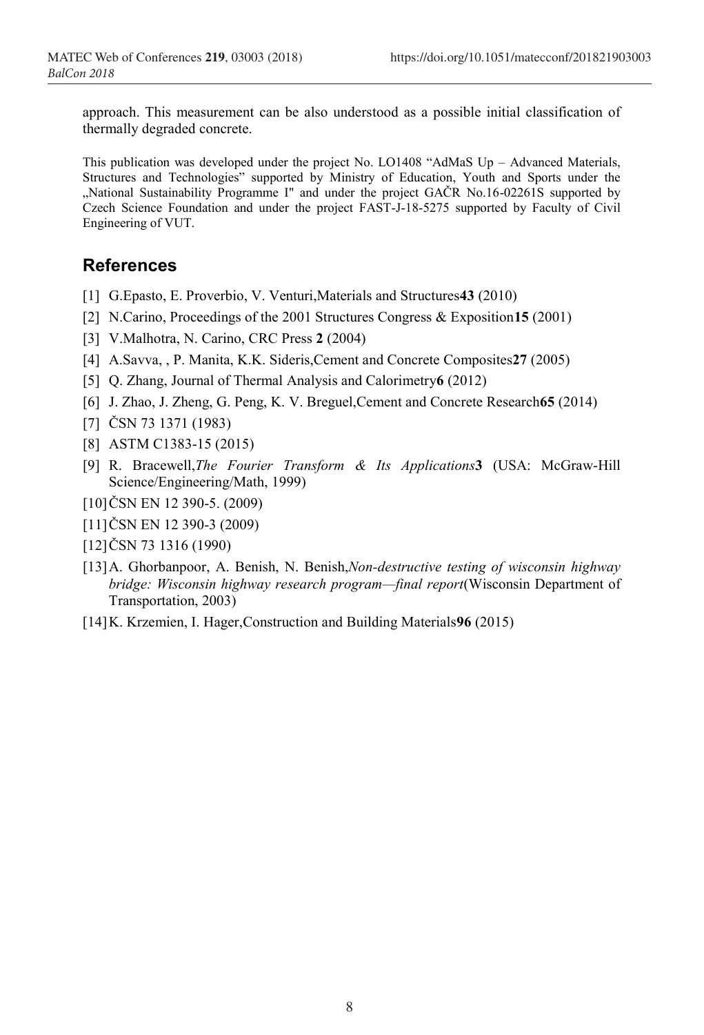approach. This measurement can be also understood as a possible initial classification of thermally degraded concrete.

This publication was developed under the project No. LO1408 "AdMaS Up – Advanced Materials, Structures and Technologies" supported by Ministry of Education, Youth and Sports under the „National Sustainability Programme I" and under the project GAČR No.16-02261S supported by Czech Science Foundation and under the project FAST-J-18-5275 supported by Faculty of Civil Engineering of VUT.

## References

[1] G.Epasto, E. Proverbio, V. Venturi,Materials and Structures**43** (2010)

[2] N.Carino, Proceedings of the 2001 Structures Congress & Exposition**15** (2001)

[3] V.Malhotra, N. Carino, CRC Press **2** (2004)

[4] A.Savva, , P. Manita, K.K. Sideris,Cement and Concrete Composites**27** (2005)

[5] Q. Zhang, Journal of Thermal Analysis and Calorimetry**6** (2012)

[6] J. Zhao, J. Zheng, G. Peng, K. V. Breguel,Cement and Concrete Research**65** (2014)

[7] ČSN 73 1371 (1983)

[8] ASTM C1383-15 (2015)

[9] R. Bracewell,*The Fourier Transform & Its Applications***3** (USA: McGraw-Hill Science/Engineering/Math, 1999)

[10] ČSN EN 12 390-5. (2009)

[11] ČSN EN 12 390-3 (2009)

[12] ČSN 73 1316 (1990)

[13] A. Ghorbanpoor, A. Benish, N. Benish,*Non-destructive testing of wisconsin highway bridge: Wisconsin highway research program—final report*(Wisconsin Department of Transportation, 2003)

[14] K. Krzemien, I. Hager,Construction and Building Materials**96** (2015)